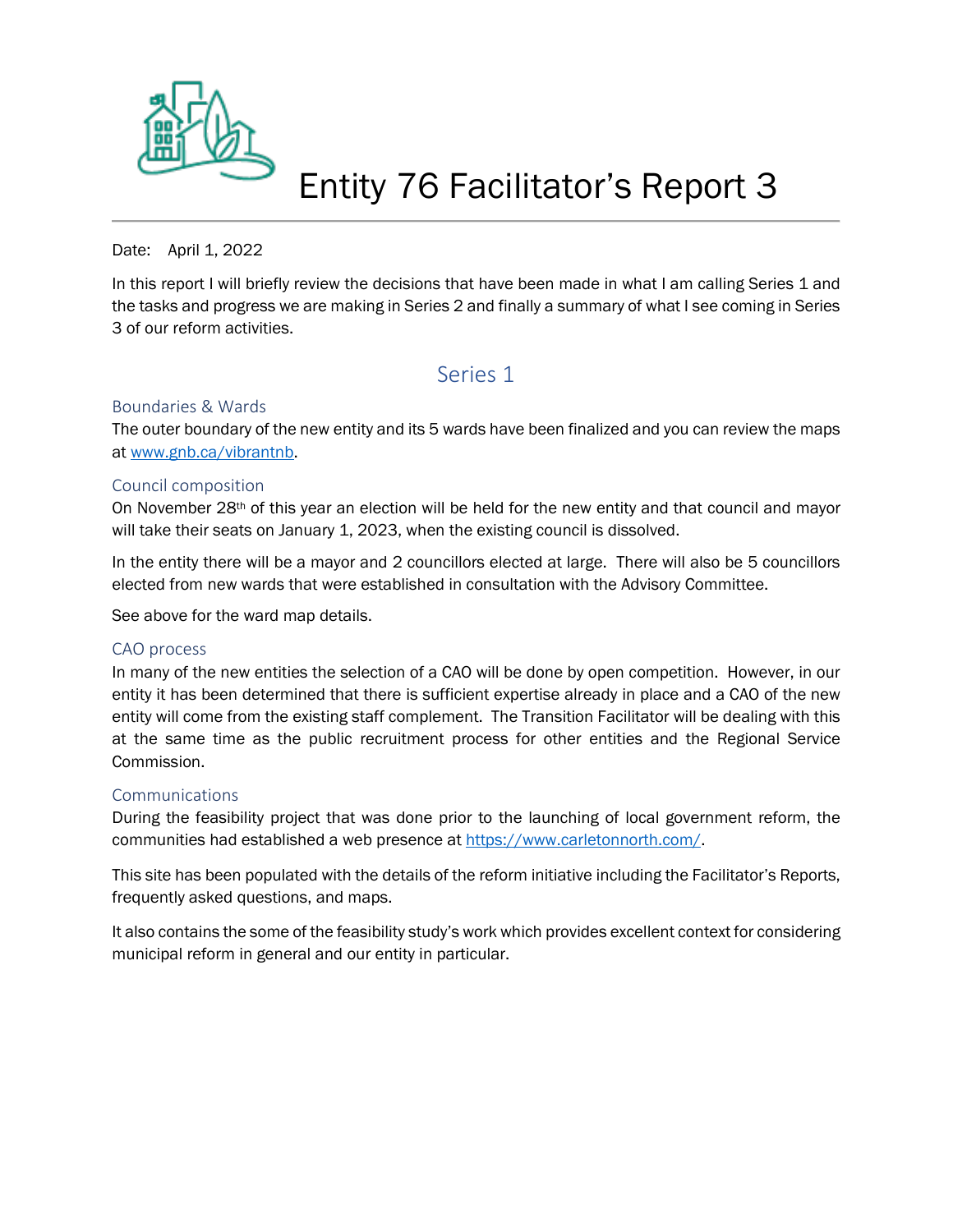# Entity 76 Facilitator's Report 3

Date: April 1, 2022

In this report I will briefly review the decisions that have been made in what I am calling Series 1 and the tasks and progress we are making in Series 2 and finally a summary of what I see coming in Series 3 of our reform activities.

## Series 1

### Boundaries & Wards

The outer boundary of the new entity and its 5 wards have been finalized and you can review the maps at [www.gnb.ca/vibrantnb](http://www.gnb.ca/vibrantnb).

### Council composition

On November 28th of this year an election will be held for the new entity and that council and mayor will take their seats on January 1, 2023, when the existing council is dissolved.

In the entity there will be a mayor and 2 councillors elected at large. There will also be 5 councillors elected from new wards that were established in consultation with the Advisory Committee.

See above for the ward map details.

### CAO process

In many of the new entities the selection of a CAO will be done by open competition. However, in our entity it has been determined that there is sufficient expertise already in place and a CAO of the new entity will come from the existing staff complement. The Transition Facilitator will be dealing with this at the same time as the public recruitment process for other entities and the Regional Service Commission.

### Communications

During the feasibility project that was done prior to the launching of local government reform, the communities had established a web presence at [https://www.carletonnorth.com/](https://www.carletonnorth.com/).

This site has been populated with the details of the reform initiative including the Facilitator's Reports, frequently asked questions, and maps.

It also contains the some of the feasibility study's work which provides excellent context for considering municipal reform in general and our entity in particular.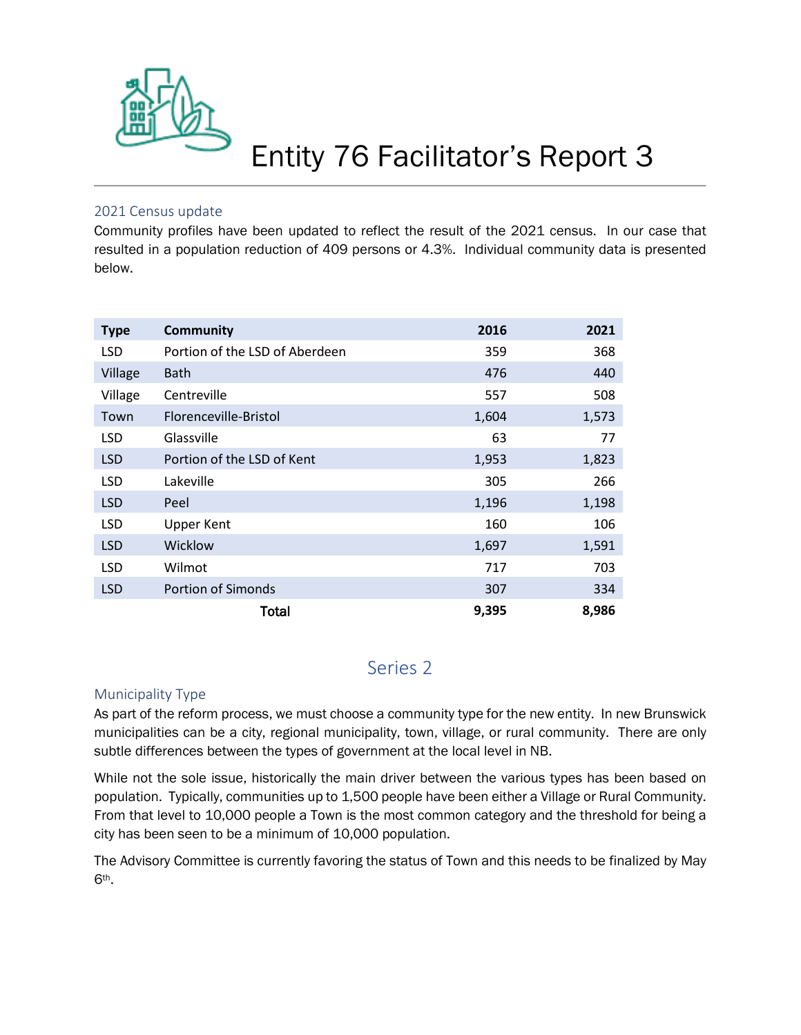# Entity 76 Facilitator's Report 3

## 2021 Census update

Community profiles have been updated to reflect the result of the 2021 census. In our case that resulted in a population reduction of 409 persons or 4.3%. Individual community data is presented below.

| Type | Community | 2016 | 2021 |
|---|---|---|---|
| LSD | Portion of the LSD of Aberdeen | 359 | 368 |
| Village | Bath | 476 | 440 |
| Village | Centreville | 557 | 508 |
| Town | Florenceville-Bristol | 1,604 | 1,573 |
| LSD | Glassville | 63 | 77 |
| LSD | Portion of the LSD of Kent | 1,953 | 1,823 |
| LSD | Lakeville | 305 | 266 |
| LSD | Peel | 1,196 | 1,198 |
| LSD | Upper Kent | 160 | 106 |
| LSD | Wicklow | 1,697 | 1,591 |
| LSD | Wilmot | 717 | 703 |
| LSD | Portion of Simonds | 307 | 334 |
| | **Total** | **9,395** | **8,986** |

## Series 2

### Municipality Type

As part of the reform process, we must choose a community type for the new entity. In new Brunswick municipalities can be a city, regional municipality, town, village, or rural community. There are only subtle differences between the types of government at the local level in NB.

While not the sole issue, historically the main driver between the various types has been based on population. Typically, communities up to 1,500 people have been either a Village or Rural Community. From that level to 10,000 people a Town is the most common category and the threshold for being a city has been seen to be a minimum of 10,000 population.

The Advisory Committee is currently favoring the status of Town and this needs to be finalized by May 6th.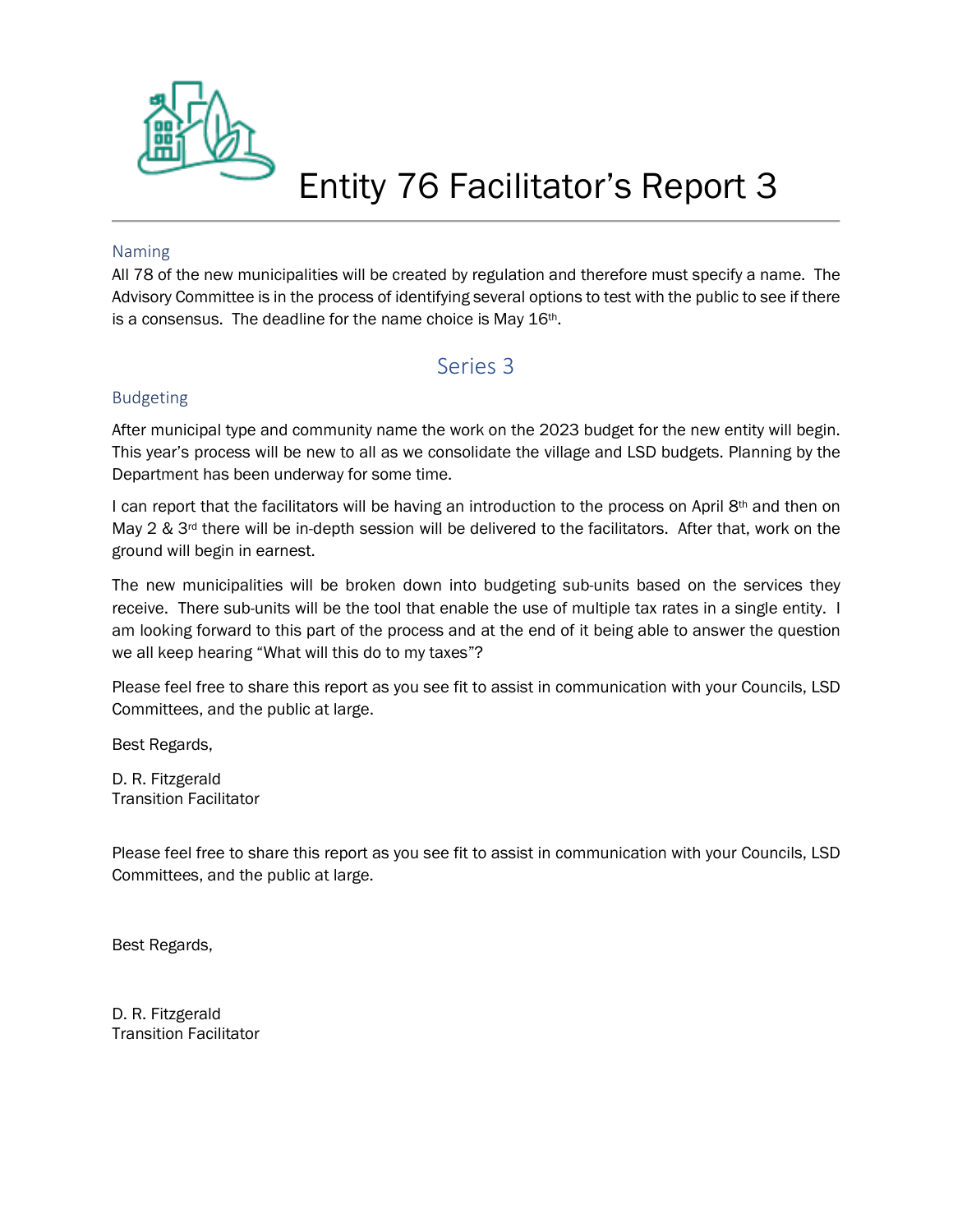# Entity 76 Facilitator's Report 3

### Naming

All 78 of the new municipalities will be created by regulation and therefore must specify a name. The Advisory Committee is in the process of identifying several options to test with the public to see if there is a consensus. The deadline for the name choice is May 16th.

## Series 3

### Budgeting

After municipal type and community name the work on the 2023 budget for the new entity will begin. This year's process will be new to all as we consolidate the village and LSD budgets. Planning by the Department has been underway for some time.

I can report that the facilitators will be having an introduction to the process on April 8th and then on May 2 & 3rd there will be in-depth session will be delivered to the facilitators. After that, work on the ground will begin in earnest.

The new municipalities will be broken down into budgeting sub-units based on the services they receive. There sub-units will be the tool that enable the use of multiple tax rates in a single entity. I am looking forward to this part of the process and at the end of it being able to answer the question we all keep hearing "What will this do to my taxes"?

Please feel free to share this report as you see fit to assist in communication with your Councils, LSD Committees, and the public at large.

Best Regards,

D. R. Fitzgerald
Transition Facilitator

Please feel free to share this report as you see fit to assist in communication with your Councils, LSD Committees, and the public at large.

Best Regards,

D. R. Fitzgerald
Transition Facilitator